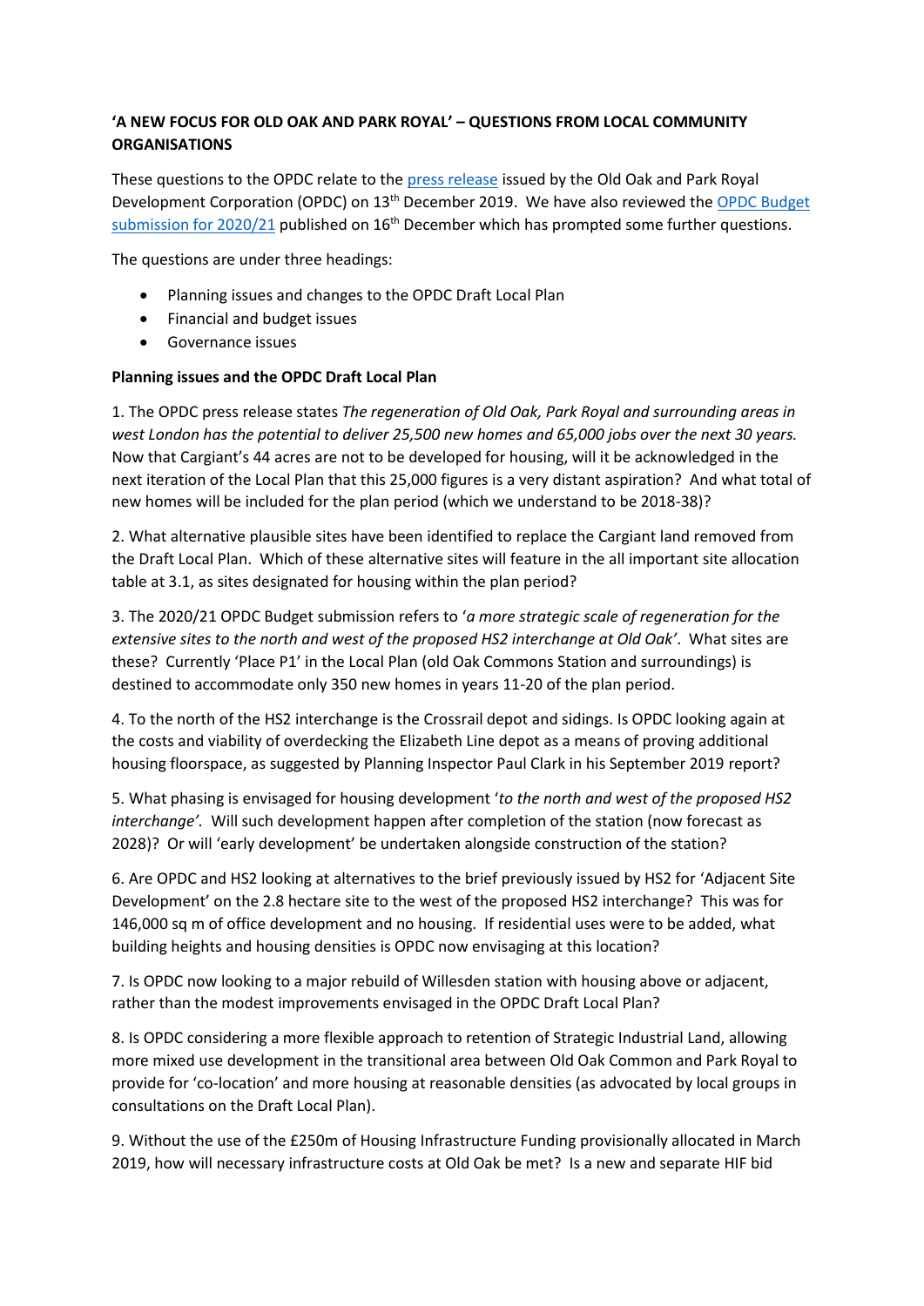**'A NEW FOCUS FOR OLD OAK AND PARK ROYAL' – QUESTIONS FROM LOCAL COMMUNITY ORGANISATIONS**

These questions to the OPDC relate to the press release issued by the Old Oak and Park Royal Development Corporation (OPDC) on 13th December 2019. We have also reviewed the OPDC Budget submission for 2020/21 published on 16th December which has prompted some further questions.

The questions are under three headings:

- Planning issues and changes to the OPDC Draft Local Plan
- Financial and budget issues
- Governance issues

**Planning issues and the OPDC Draft Local Plan**

1. The OPDC press release states *The regeneration of Old Oak, Park Royal and surrounding areas in west London has the potential to deliver 25,500 new homes and 65,000 jobs over the next 30 years.* Now that Cargiant's 44 acres are not to be developed for housing, will it be acknowledged in the next iteration of the Local Plan that this 25,000 figures is a very distant aspiration? And what total of new homes will be included for the plan period (which we understand to be 2018-38)?

2. What alternative plausible sites have been identified to replace the Cargiant land removed from the Draft Local Plan. Which of these alternative sites will feature in the all important site allocation table at 3.1, as sites designated for housing within the plan period?

3. The 2020/21 OPDC Budget submission refers to '*a more strategic scale of regeneration for the extensive sites to the north and west of the proposed HS2 interchange at Old Oak'*. What sites are these? Currently 'Place P1' in the Local Plan (old Oak Commons Station and surroundings) is destined to accommodate only 350 new homes in years 11-20 of the plan period.

4. To the north of the HS2 interchange is the Crossrail depot and sidings. Is OPDC looking again at the costs and viability of overdecking the Elizabeth Line depot as a means of proving additional housing floorspace, as suggested by Planning Inspector Paul Clark in his September 2019 report?

5. What phasing is envisaged for housing development '*to the north and west of the proposed HS2 interchange'.* Will such development happen after completion of the station (now forecast as 2028)? Or will 'early development' be undertaken alongside construction of the station?

6. Are OPDC and HS2 looking at alternatives to the brief previously issued by HS2 for 'Adjacent Site Development' on the 2.8 hectare site to the west of the proposed HS2 interchange? This was for 146,000 sq m of office development and no housing. If residential uses were to be added, what building heights and housing densities is OPDC now envisaging at this location?

7. Is OPDC now looking to a major rebuild of Willesden station with housing above or adjacent, rather than the modest improvements envisaged in the OPDC Draft Local Plan?

8. Is OPDC considering a more flexible approach to retention of Strategic Industrial Land, allowing more mixed use development in the transitional area between Old Oak Common and Park Royal to provide for 'co-location' and more housing at reasonable densities (as advocated by local groups in consultations on the Draft Local Plan).

9. Without the use of the £250m of Housing Infrastructure Funding provisionally allocated in March 2019, how will necessary infrastructure costs at Old Oak be met? Is a new and separate HIF bid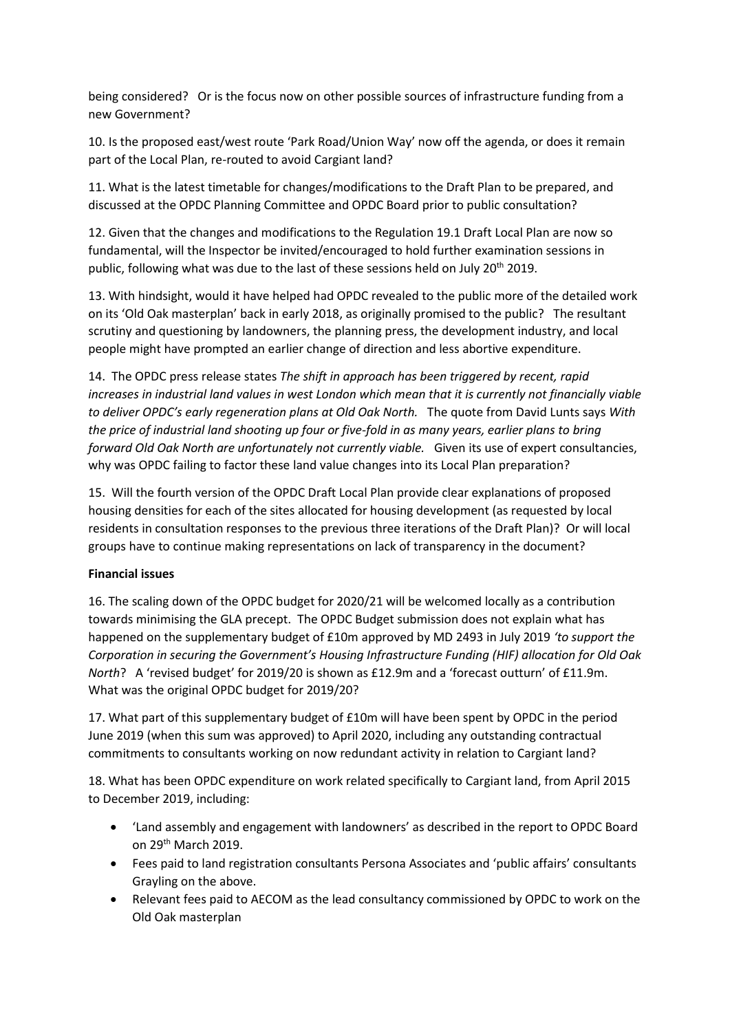being considered? Or is the focus now on other possible sources of infrastructure funding from a new Government?

10. Is the proposed east/west route 'Park Road/Union Way' now off the agenda, or does it remain part of the Local Plan, re-routed to avoid Cargiant land?

11. What is the latest timetable for changes/modifications to the Draft Plan to be prepared, and discussed at the OPDC Planning Committee and OPDC Board prior to public consultation?

12. Given that the changes and modifications to the Regulation 19.1 Draft Local Plan are now so fundamental, will the Inspector be invited/encouraged to hold further examination sessions in public, following what was due to the last of these sessions held on July 20th 2019.

13. With hindsight, would it have helped had OPDC revealed to the public more of the detailed work on its 'Old Oak masterplan' back in early 2018, as originally promised to the public? The resultant scrutiny and questioning by landowners, the planning press, the development industry, and local people might have prompted an earlier change of direction and less abortive expenditure.

14. The OPDC press release states *The shift in approach has been triggered by recent, rapid increases in industrial land values in west London which mean that it is currently not financially viable to deliver OPDC's early regeneration plans at Old Oak North.* The quote from David Lunts says *With the price of industrial land shooting up four or five-fold in as many years, earlier plans to bring forward Old Oak North are unfortunately not currently viable.* Given its use of expert consultancies, why was OPDC failing to factor these land value changes into its Local Plan preparation?

15. Will the fourth version of the OPDC Draft Local Plan provide clear explanations of proposed housing densities for each of the sites allocated for housing development (as requested by local residents in consultation responses to the previous three iterations of the Draft Plan)? Or will local groups have to continue making representations on lack of transparency in the document?

**Financial issues**

16. The scaling down of the OPDC budget for 2020/21 will be welcomed locally as a contribution towards minimising the GLA precept. The OPDC Budget submission does not explain what has happened on the supplementary budget of £10m approved by MD 2493 in July 2019 *'to support the Corporation in securing the Government's Housing Infrastructure Funding (HIF) allocation for Old Oak North*? A 'revised budget' for 2019/20 is shown as £12.9m and a 'forecast outturn' of £11.9m. What was the original OPDC budget for 2019/20?

17. What part of this supplementary budget of £10m will have been spent by OPDC in the period June 2019 (when this sum was approved) to April 2020, including any outstanding contractual commitments to consultants working on now redundant activity in relation to Cargiant land?

18. What has been OPDC expenditure on work related specifically to Cargiant land, from April 2015 to December 2019, including:

- 'Land assembly and engagement with landowners' as described in the report to OPDC Board on 29th March 2019.
- Fees paid to land registration consultants Persona Associates and 'public affairs' consultants Grayling on the above.
- Relevant fees paid to AECOM as the lead consultancy commissioned by OPDC to work on the Old Oak masterplan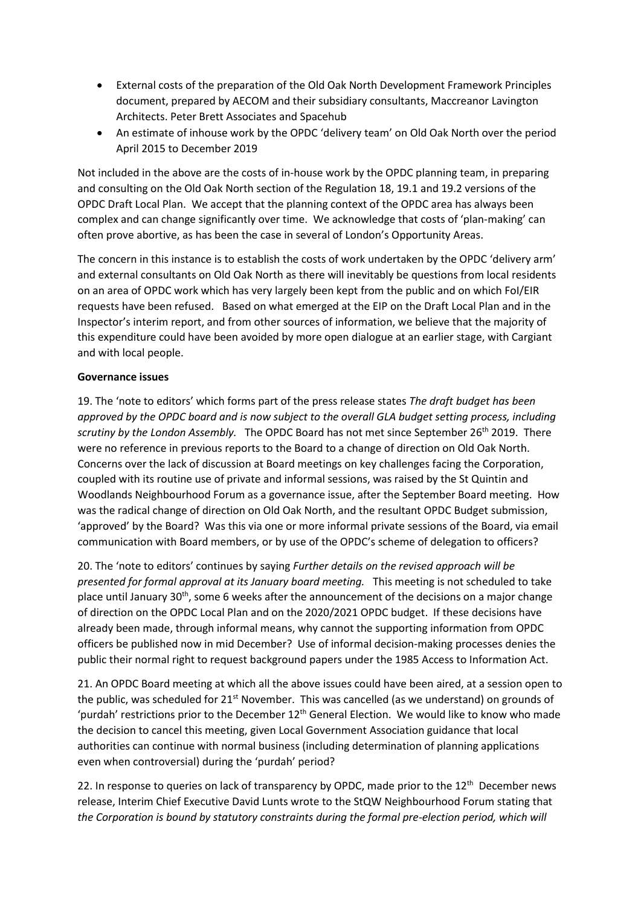- External costs of the preparation of the Old Oak North Development Framework Principles document, prepared by AECOM and their subsidiary consultants, Maccreanor Lavington Architects. Peter Brett Associates and Spacehub
- An estimate of inhouse work by the OPDC 'delivery team' on Old Oak North over the period April 2015 to December 2019

Not included in the above are the costs of in-house work by the OPDC planning team, in preparing and consulting on the Old Oak North section of the Regulation 18, 19.1 and 19.2 versions of the OPDC Draft Local Plan. We accept that the planning context of the OPDC area has always been complex and can change significantly over time. We acknowledge that costs of 'plan-making' can often prove abortive, as has been the case in several of London's Opportunity Areas.

The concern in this instance is to establish the costs of work undertaken by the OPDC 'delivery arm' and external consultants on Old Oak North as there will inevitably be questions from local residents on an area of OPDC work which has very largely been kept from the public and on which FoI/EIR requests have been refused. Based on what emerged at the EIP on the Draft Local Plan and in the Inspector's interim report, and from other sources of information, we believe that the majority of this expenditure could have been avoided by more open dialogue at an earlier stage, with Cargiant and with local people.

**Governance issues**

19. The 'note to editors' which forms part of the press release states *The draft budget has been approved by the OPDC board and is now subject to the overall GLA budget setting process, including scrutiny by the London Assembly.* The OPDC Board has not met since September 26th 2019. There were no reference in previous reports to the Board to a change of direction on Old Oak North. Concerns over the lack of discussion at Board meetings on key challenges facing the Corporation, coupled with its routine use of private and informal sessions, was raised by the St Quintin and Woodlands Neighbourhood Forum as a governance issue, after the September Board meeting. How was the radical change of direction on Old Oak North, and the resultant OPDC Budget submission, 'approved' by the Board? Was this via one or more informal private sessions of the Board, via email communication with Board members, or by use of the OPDC's scheme of delegation to officers?

20. The 'note to editors' continues by saying *Further details on the revised approach will be presented for formal approval at its January board meeting.* This meeting is not scheduled to take place until January 30th, some 6 weeks after the announcement of the decisions on a major change of direction on the OPDC Local Plan and on the 2020/2021 OPDC budget. If these decisions have already been made, through informal means, why cannot the supporting information from OPDC officers be published now in mid December? Use of informal decision-making processes denies the public their normal right to request background papers under the 1985 Access to Information Act.

21. An OPDC Board meeting at which all the above issues could have been aired, at a session open to the public, was scheduled for 21st November. This was cancelled (as we understand) on grounds of 'purdah' restrictions prior to the December 12th General Election. We would like to know who made the decision to cancel this meeting, given Local Government Association guidance that local authorities can continue with normal business (including determination of planning applications even when controversial) during the 'purdah' period?

22. In response to queries on lack of transparency by OPDC, made prior to the 12th December news release, Interim Chief Executive David Lunts wrote to the StQW Neighbourhood Forum stating that *the Corporation is bound by statutory constraints during the formal pre-election period, which will*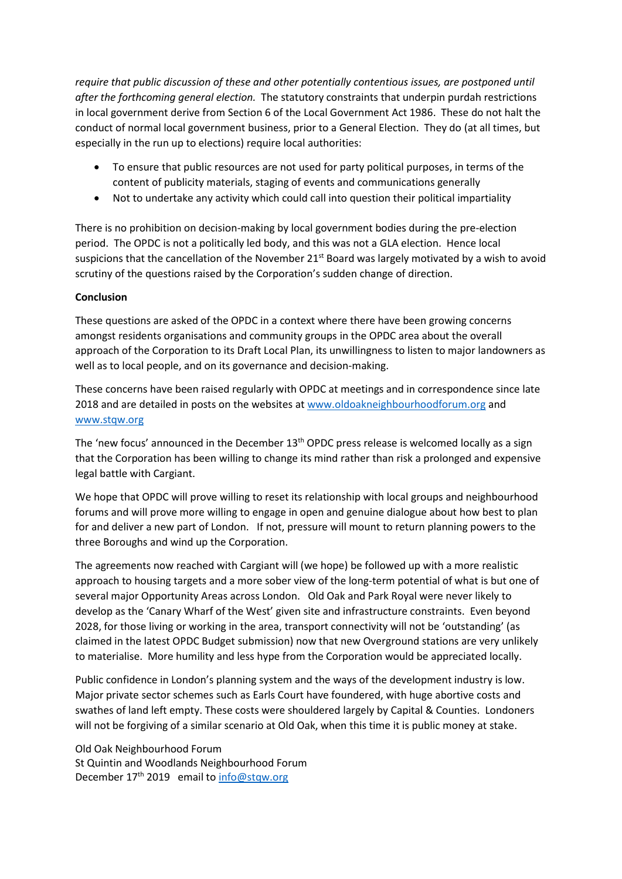*require that public discussion of these and other potentially contentious issues, are postponed until after the forthcoming general election.* The statutory constraints that underpin purdah restrictions in local government derive from Section 6 of the Local Government Act 1986. These do not halt the conduct of normal local government business, prior to a General Election. They do (at all times, but especially in the run up to elections) require local authorities:

- To ensure that public resources are not used for party political purposes, in terms of the content of publicity materials, staging of events and communications generally
- Not to undertake any activity which could call into question their political impartiality

There is no prohibition on decision-making by local government bodies during the pre-election period. The OPDC is not a politically led body, and this was not a GLA election. Hence local suspicions that the cancellation of the November 21st Board was largely motivated by a wish to avoid scrutiny of the questions raised by the Corporation's sudden change of direction.

**Conclusion**

These questions are asked of the OPDC in a context where there have been growing concerns amongst residents organisations and community groups in the OPDC area about the overall approach of the Corporation to its Draft Local Plan, its unwillingness to listen to major landowners as well as to local people, and on its governance and decision-making.

These concerns have been raised regularly with OPDC at meetings and in correspondence since late 2018 and are detailed in posts on the websites at www.oldoakneighbourhoodforum.org and www.stqw.org

The 'new focus' announced in the December 13th OPDC press release is welcomed locally as a sign that the Corporation has been willing to change its mind rather than risk a prolonged and expensive legal battle with Cargiant.

We hope that OPDC will prove willing to reset its relationship with local groups and neighbourhood forums and will prove more willing to engage in open and genuine dialogue about how best to plan for and deliver a new part of London. If not, pressure will mount to return planning powers to the three Boroughs and wind up the Corporation.

The agreements now reached with Cargiant will (we hope) be followed up with a more realistic approach to housing targets and a more sober view of the long-term potential of what is but one of several major Opportunity Areas across London. Old Oak and Park Royal were never likely to develop as the 'Canary Wharf of the West' given site and infrastructure constraints. Even beyond 2028, for those living or working in the area, transport connectivity will not be 'outstanding' (as claimed in the latest OPDC Budget submission) now that new Overground stations are very unlikely to materialise. More humility and less hype from the Corporation would be appreciated locally.

Public confidence in London's planning system and the ways of the development industry is low. Major private sector schemes such as Earls Court have foundered, with huge abortive costs and swathes of land left empty. These costs were shouldered largely by Capital & Counties. Londoners will not be forgiving of a similar scenario at Old Oak, when this time it is public money at stake.

Old Oak Neighbourhood Forum
St Quintin and Woodlands Neighbourhood Forum
December 17th 2019 email to info@stqw.org